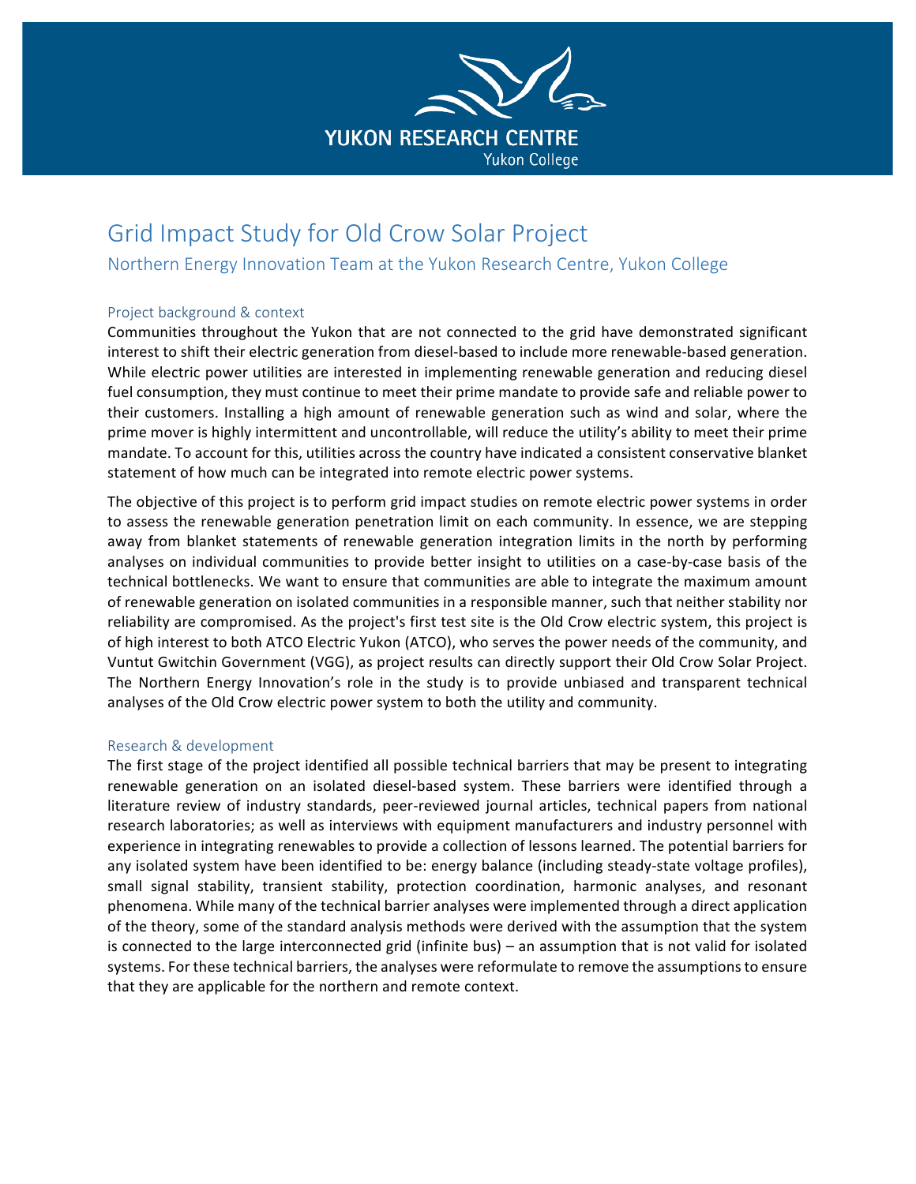YUKON RESEARCH CENTRE
Yukon College

# Grid Impact Study for Old Crow Solar Project

## Northern Energy Innovation Team at the Yukon Research Centre, Yukon College

### Project background & context

Communities throughout the Yukon that are not connected to the grid have demonstrated significant interest to shift their electric generation from diesel-based to include more renewable-based generation. While electric power utilities are interested in implementing renewable generation and reducing diesel fuel consumption, they must continue to meet their prime mandate to provide safe and reliable power to their customers. Installing a high amount of renewable generation such as wind and solar, where the prime mover is highly intermittent and uncontrollable, will reduce the utility's ability to meet their prime mandate. To account for this, utilities across the country have indicated a consistent conservative blanket statement of how much can be integrated into remote electric power systems.

The objective of this project is to perform grid impact studies on remote electric power systems in order to assess the renewable generation penetration limit on each community. In essence, we are stepping away from blanket statements of renewable generation integration limits in the north by performing analyses on individual communities to provide better insight to utilities on a case-by-case basis of the technical bottlenecks. We want to ensure that communities are able to integrate the maximum amount of renewable generation on isolated communities in a responsible manner, such that neither stability nor reliability are compromised. As the project's first test site is the Old Crow electric system, this project is of high interest to both ATCO Electric Yukon (ATCO), who serves the power needs of the community, and Vuntut Gwitchin Government (VGG), as project results can directly support their Old Crow Solar Project. The Northern Energy Innovation's role in the study is to provide unbiased and transparent technical analyses of the Old Crow electric power system to both the utility and community.

### Research & development

The first stage of the project identified all possible technical barriers that may be present to integrating renewable generation on an isolated diesel-based system. These barriers were identified through a literature review of industry standards, peer-reviewed journal articles, technical papers from national research laboratories; as well as interviews with equipment manufacturers and industry personnel with experience in integrating renewables to provide a collection of lessons learned. The potential barriers for any isolated system have been identified to be: energy balance (including steady-state voltage profiles), small signal stability, transient stability, protection coordination, harmonic analyses, and resonant phenomena. While many of the technical barrier analyses were implemented through a direct application of the theory, some of the standard analysis methods were derived with the assumption that the system is connected to the large interconnected grid (infinite bus) – an assumption that is not valid for isolated systems. For these technical barriers, the analyses were reformulate to remove the assumptions to ensure that they are applicable for the northern and remote context.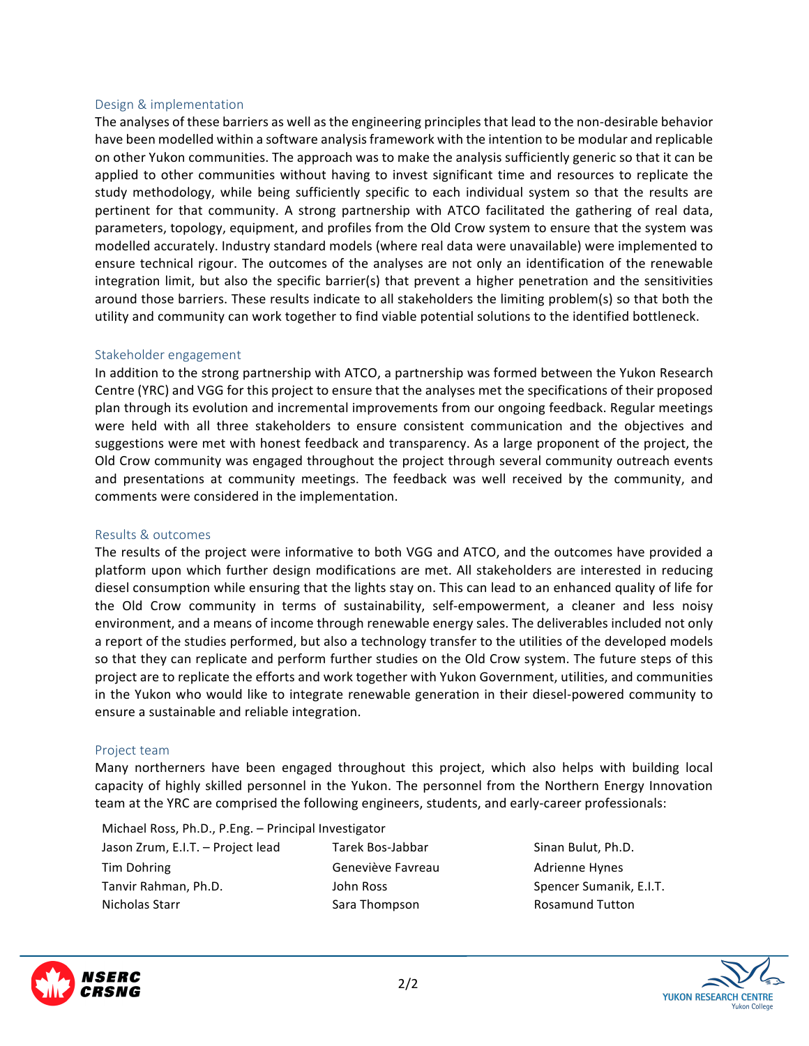## Design & implementation

The analyses of these barriers as well as the engineering principles that lead to the non-desirable behavior have been modelled within a software analysis framework with the intention to be modular and replicable on other Yukon communities. The approach was to make the analysis sufficiently generic so that it can be applied to other communities without having to invest significant time and resources to replicate the study methodology, while being sufficiently specific to each individual system so that the results are pertinent for that community. A strong partnership with ATCO facilitated the gathering of real data, parameters, topology, equipment, and profiles from the Old Crow system to ensure that the system was modelled accurately. Industry standard models (where real data were unavailable) were implemented to ensure technical rigour. The outcomes of the analyses are not only an identification of the renewable integration limit, but also the specific barrier(s) that prevent a higher penetration and the sensitivities around those barriers. These results indicate to all stakeholders the limiting problem(s) so that both the utility and community can work together to find viable potential solutions to the identified bottleneck.

## Stakeholder engagement

In addition to the strong partnership with ATCO, a partnership was formed between the Yukon Research Centre (YRC) and VGG for this project to ensure that the analyses met the specifications of their proposed plan through its evolution and incremental improvements from our ongoing feedback. Regular meetings were held with all three stakeholders to ensure consistent communication and the objectives and suggestions were met with honest feedback and transparency. As a large proponent of the project, the Old Crow community was engaged throughout the project through several community outreach events and presentations at community meetings. The feedback was well received by the community, and comments were considered in the implementation.

## Results & outcomes

The results of the project were informative to both VGG and ATCO, and the outcomes have provided a platform upon which further design modifications are met. All stakeholders are interested in reducing diesel consumption while ensuring that the lights stay on. This can lead to an enhanced quality of life for the Old Crow community in terms of sustainability, self-empowerment, a cleaner and less noisy environment, and a means of income through renewable energy sales. The deliverables included not only a report of the studies performed, but also a technology transfer to the utilities of the developed models so that they can replicate and perform further studies on the Old Crow system. The future steps of this project are to replicate the efforts and work together with Yukon Government, utilities, and communities in the Yukon who would like to integrate renewable generation in their diesel-powered community to ensure a sustainable and reliable integration.

## Project team

Many northerners have been engaged throughout this project, which also helps with building local capacity of highly skilled personnel in the Yukon. The personnel from the Northern Energy Innovation team at the YRC are comprised the following engineers, students, and early-career professionals:

Michael Ross, Ph.D., P.Eng. – Principal Investigator

| | | |
|---|---|---|
| Jason Zrum, E.I.T. – Project lead | Tarek Bos-Jabbar | Sinan Bulut, Ph.D. |
| Tim Dohring | Geneviève Favreau | Adrienne Hynes |
| Tanvir Rahman, Ph.D. | John Ross | Spencer Sumanik, E.I.T. |
| Nicholas Starr | Sara Thompson | Rosamund Tutton |